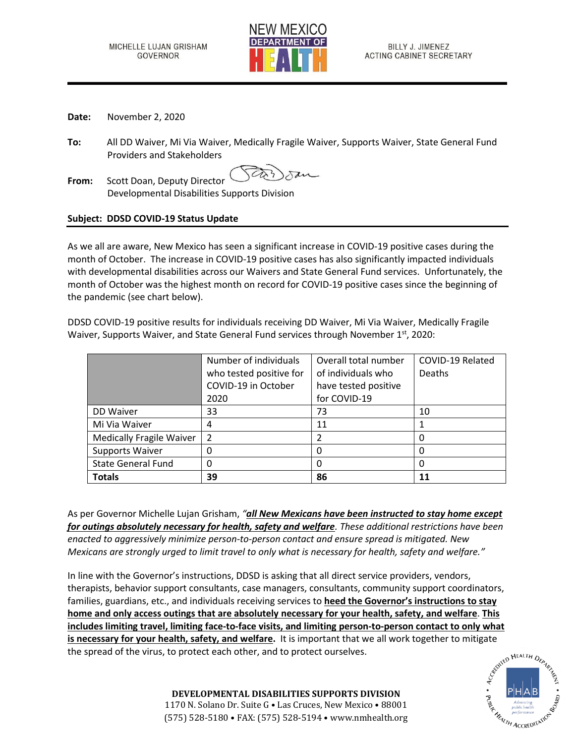MICHELLE LUJAN GRISHAM
GOVERNOR

NEW MEXICO DEPARTMENT OF HEALTH

BILLY J. JIMENEZ
ACTING CABINET SECRETARY

**Date:** November 2, 2020

**To:** All DD Waiver, Mi Via Waiver, Medically Fragile Waiver, Supports Waiver, State General Fund Providers and Stakeholders

**From:** Scott Doan, Deputy Director
Developmental Disabilities Supports Division

**Subject: DDSD COVID-19 Status Update**

As we all are aware, New Mexico has seen a significant increase in COVID-19 positive cases during the month of October. The increase in COVID-19 positive cases has also significantly impacted individuals with developmental disabilities across our Waivers and State General Fund services. Unfortunately, the month of October was the highest month on record for COVID-19 positive cases since the beginning of the pandemic (see chart below).

DDSD COVID-19 positive results for individuals receiving DD Waiver, Mi Via Waiver, Medically Fragile Waiver, Supports Waiver, and State General Fund services through November 1st, 2020:

| | Number of individuals who tested positive for COVID-19 in October 2020 | Overall total number of individuals who have tested positive for COVID-19 | COVID-19 Related Deaths |
|---|---|---|---|
| DD Waiver | 33 | 73 | 10 |
| Mi Via Waiver | 4 | 11 | 1 |
| Medically Fragile Waiver | 2 | 2 | 0 |
| Supports Waiver | 0 | 0 | 0 |
| State General Fund | 0 | 0 | 0 |
| **Totals** | **39** | **86** | **11** |

As per Governor Michelle Lujan Grisham, *"**all New Mexicans have been instructed to stay home except for outings absolutely necessary for health, safety and welfare**. These additional restrictions have been enacted to aggressively minimize person-to-person contact and ensure spread is mitigated. New Mexicans are strongly urged to limit travel to only what is necessary for health, safety and welfare."*

In line with the Governor's instructions, DDSD is asking that all direct service providers, vendors, therapists, behavior support consultants, case managers, consultants, community support coordinators, families, guardians, etc., and individuals receiving services to **heed the Governor's instructions to stay home and only access outings that are absolutely necessary for your health, safety, and welfare**. **This includes limiting travel, limiting face-to-face visits, and limiting person-to-person contact to only what is necessary for your health, safety, and welfare.** It is important that we all work together to mitigate the spread of the virus, to protect each other, and to protect ourselves.

**DEVELOPMENTAL DISABILITIES SUPPORTS DIVISION**
1170 N. Solano Dr. Suite G • Las Cruces, New Mexico • 88001
(575) 528-5180 • FAX: (575) 528-5194 • www.nmhealth.org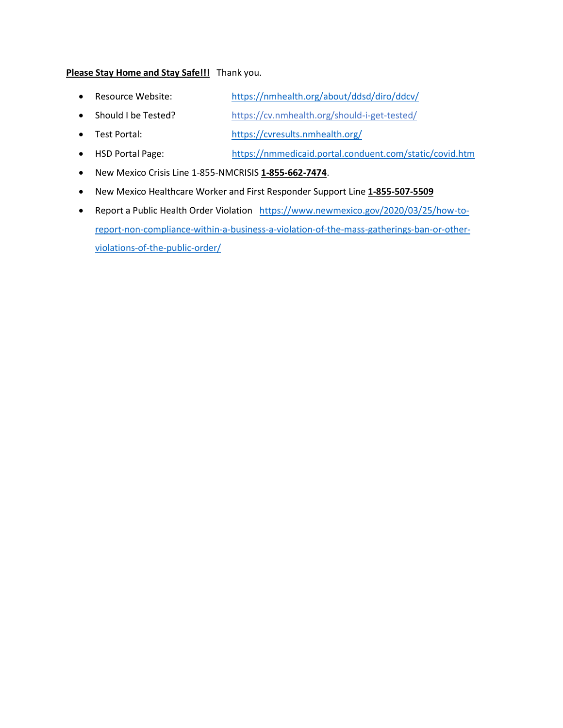**<u>Please Stay Home and Stay Safe!!!</u>** Thank you.

- Resource Website: https://nmhealth.org/about/ddsd/diro/ddcv/
- Should I be Tested? https://cv.nmhealth.org/should-i-get-tested/
- Test Portal: https://cvresults.nmhealth.org/
- HSD Portal Page: https://nmmedicaid.portal.conduent.com/static/covid.htm
- New Mexico Crisis Line 1-855-NMCRISIS **<u>1-855-662-7474</u>**.
- New Mexico Healthcare Worker and First Responder Support Line **<u>1-855-507-5509</u>**
- Report a Public Health Order Violation https://www.newmexico.gov/2020/03/25/how-to-report-non-compliance-within-a-business-a-violation-of-the-mass-gatherings-ban-or-other-violations-of-the-public-order/